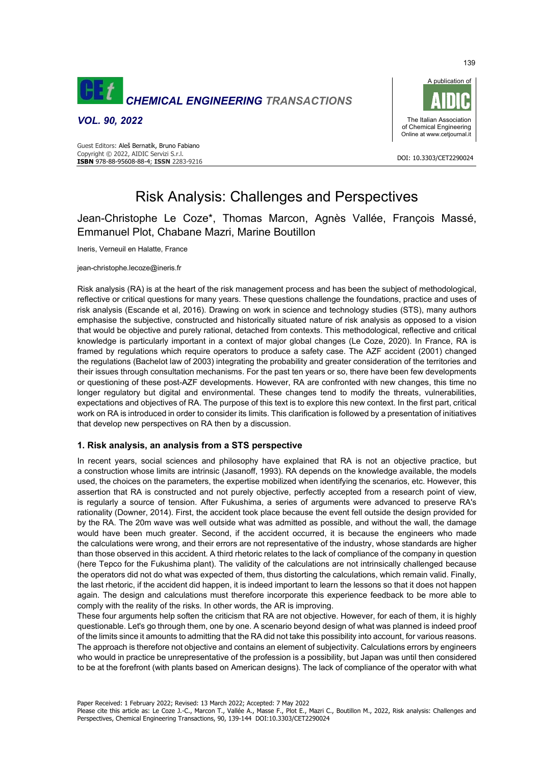# Risk Analysis: Challenges and Perspectives

Jean-Christophe Le Coze*, Thomas Marcon, Agnès Vallée, François Massé, Emmanuel Plot, Chabane Mazri, Marine Boutillon

Ineris, Verneuil en Halatte, France

jean-christophe.lecoze@ineris.fr

Risk analysis (RA) is at the heart of the risk management process and has been the subject of methodological, reflective or critical questions for many years. These questions challenge the foundations, practice and uses of risk analysis (Escande et al, 2016). Drawing on work in science and technology studies (STS), many authors emphasise the subjective, constructed and historically situated nature of risk analysis as opposed to a vision that would be objective and purely rational, detached from contexts. This methodological, reflective and critical knowledge is particularly important in a context of major global changes (Le Coze, 2020). In France, RA is framed by regulations which require operators to produce a safety case. The AZF accident (2001) changed the regulations (Bachelot law of 2003) integrating the probability and greater consideration of the territories and their issues through consultation mechanisms. For the past ten years or so, there have been few developments or questioning of these post-AZF developments. However, RA are confronted with new changes, this time no longer regulatory but digital and environmental. These changes tend to modify the threats, vulnerabilities, expectations and objectives of RA. The purpose of this text is to explore this new context. In the first part, critical work on RA is introduced in order to consider its limits. This clarification is followed by a presentation of initiatives that develop new perspectives on RA then by a discussion.

## 1. Risk analysis, an analysis from a STS perspective

In recent years, social sciences and philosophy have explained that RA is not an objective practice, but a construction whose limits are intrinsic (Jasanoff, 1993). RA depends on the knowledge available, the models used, the choices on the parameters, the expertise mobilized when identifying the scenarios, etc. However, this assertion that RA is constructed and not purely objective, perfectly accepted from a research point of view, is regularly a source of tension. After Fukushima, a series of arguments were advanced to preserve RA's rationality (Downer, 2014). First, the accident took place because the event fell outside the design provided for by the RA. The 20m wave was well outside what was admitted as possible, and without the wall, the damage would have been much greater. Second, if the accident occurred, it is because the engineers who made the calculations were wrong, and their errors are not representative of the industry, whose standards are higher than those observed in this accident. A third rhetoric relates to the lack of compliance of the company in question (here Tepco for the Fukushima plant). The validity of the calculations are not intrinsically challenged because the operators did not do what was expected of them, thus distorting the calculations, which remain valid. Finally, the last rhetoric, if the accident did happen, it is indeed important to learn the lessons so that it does not happen again. The design and calculations must therefore incorporate this experience feedback to be more able to comply with the reality of the risks. In other words, the AR is improving.

These four arguments help soften the criticism that RA are not objective. However, for each of them, it is highly questionable. Let's go through them, one by one. A scenario beyond design of what was planned is indeed proof of the limits since it amounts to admitting that the RA did not take this possibility into account, for various reasons. The approach is therefore not objective and contains an element of subjectivity. Calculations errors by engineers who would in practice be unrepresentative of the profession is a possibility, but Japan was until then considered to be at the forefront (with plants based on American designs). The lack of compliance of the operator with what

Paper Received: 1 February 2022; Revised: 13 March 2022; Accepted: 7 May 2022
Please cite this article as: Le Coze J.-C., Marcon T., Vallée A., Masse F., Plot E., Mazri C., Boutillon M., 2022, Risk analysis: Challenges and Perspectives, Chemical Engineering Transactions, 90, 139-144 DOI:10.3303/CET2290024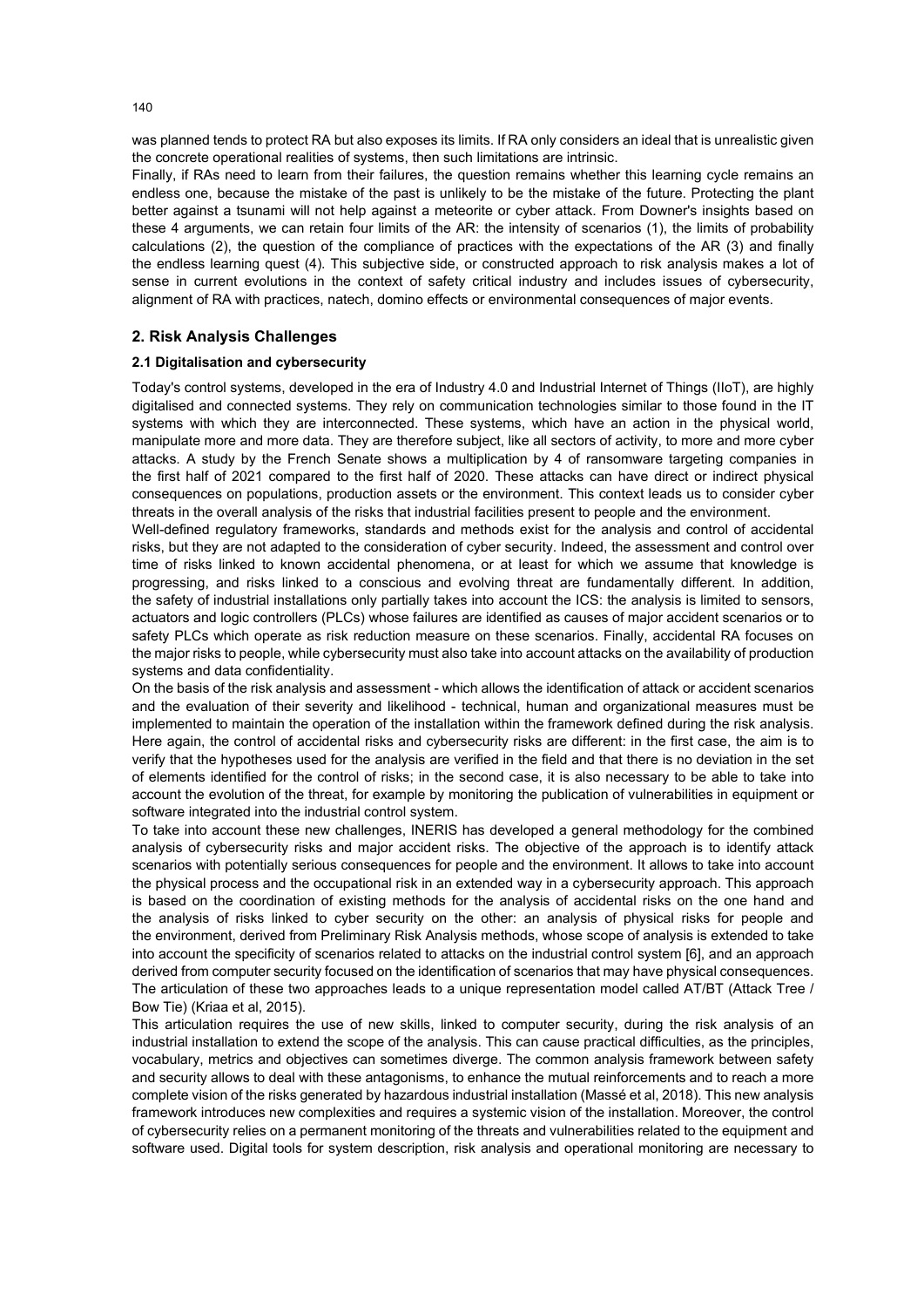was planned tends to protect RA but also exposes its limits. If RA only considers an ideal that is unrealistic given the concrete operational realities of systems, then such limitations are intrinsic.

Finally, if RAs need to learn from their failures, the question remains whether this learning cycle remains an endless one, because the mistake of the past is unlikely to be the mistake of the future. Protecting the plant better against a tsunami will not help against a meteorite or cyber attack. From Downer's insights based on these 4 arguments, we can retain four limits of the AR: the intensity of scenarios (1), the limits of probability calculations (2), the question of the compliance of practices with the expectations of the AR (3) and finally the endless learning quest (4). This subjective side, or constructed approach to risk analysis makes a lot of sense in current evolutions in the context of safety critical industry and includes issues of cybersecurity, alignment of RA with practices, natech, domino effects or environmental consequences of major events.

## 2. Risk Analysis Challenges

### 2.1 Digitalisation and cybersecurity

Today's control systems, developed in the era of Industry 4.0 and Industrial Internet of Things (IIoT), are highly digitalised and connected systems. They rely on communication technologies similar to those found in the IT systems with which they are interconnected. These systems, which have an action in the physical world, manipulate more and more data. They are therefore subject, like all sectors of activity, to more and more cyber attacks. A study by the French Senate shows a multiplication by 4 of ransomware targeting companies in the first half of 2021 compared to the first half of 2020. These attacks can have direct or indirect physical consequences on populations, production assets or the environment. This context leads us to consider cyber threats in the overall analysis of the risks that industrial facilities present to people and the environment.

Well-defined regulatory frameworks, standards and methods exist for the analysis and control of accidental risks, but they are not adapted to the consideration of cyber security. Indeed, the assessment and control over time of risks linked to known accidental phenomena, or at least for which we assume that knowledge is progressing, and risks linked to a conscious and evolving threat are fundamentally different. In addition, the safety of industrial installations only partially takes into account the ICS: the analysis is limited to sensors, actuators and logic controllers (PLCs) whose failures are identified as causes of major accident scenarios or to safety PLCs which operate as risk reduction measure on these scenarios. Finally, accidental RA focuses on the major risks to people, while cybersecurity must also take into account attacks on the availability of production systems and data confidentiality.

On the basis of the risk analysis and assessment - which allows the identification of attack or accident scenarios and the evaluation of their severity and likelihood - technical, human and organizational measures must be implemented to maintain the operation of the installation within the framework defined during the risk analysis. Here again, the control of accidental risks and cybersecurity risks are different: in the first case, the aim is to verify that the hypotheses used for the analysis are verified in the field and that there is no deviation in the set of elements identified for the control of risks; in the second case, it is also necessary to be able to take into account the evolution of the threat, for example by monitoring the publication of vulnerabilities in equipment or software integrated into the industrial control system.

To take into account these new challenges, INERIS has developed a general methodology for the combined analysis of cybersecurity risks and major accident risks. The objective of the approach is to identify attack scenarios with potentially serious consequences for people and the environment. It allows to take into account the physical process and the occupational risk in an extended way in a cybersecurity approach. This approach is based on the coordination of existing methods for the analysis of accidental risks on the one hand and the analysis of risks linked to cyber security on the other: an analysis of physical risks for people and the environment, derived from Preliminary Risk Analysis methods, whose scope of analysis is extended to take into account the specificity of scenarios related to attacks on the industrial control system [6], and an approach derived from computer security focused on the identification of scenarios that may have physical consequences. The articulation of these two approaches leads to a unique representation model called AT/BT (Attack Tree / Bow Tie) (Kriaa et al, 2015).

This articulation requires the use of new skills, linked to computer security, during the risk analysis of an industrial installation to extend the scope of the analysis. This can cause practical difficulties, as the principles, vocabulary, metrics and objectives can sometimes diverge. The common analysis framework between safety and security allows to deal with these antagonisms, to enhance the mutual reinforcements and to reach a more complete vision of the risks generated by hazardous industrial installation (Massé et al, 2018). This new analysis framework introduces new complexities and requires a systemic vision of the installation. Moreover, the control of cybersecurity relies on a permanent monitoring of the threats and vulnerabilities related to the equipment and software used. Digital tools for system description, risk analysis and operational monitoring are necessary to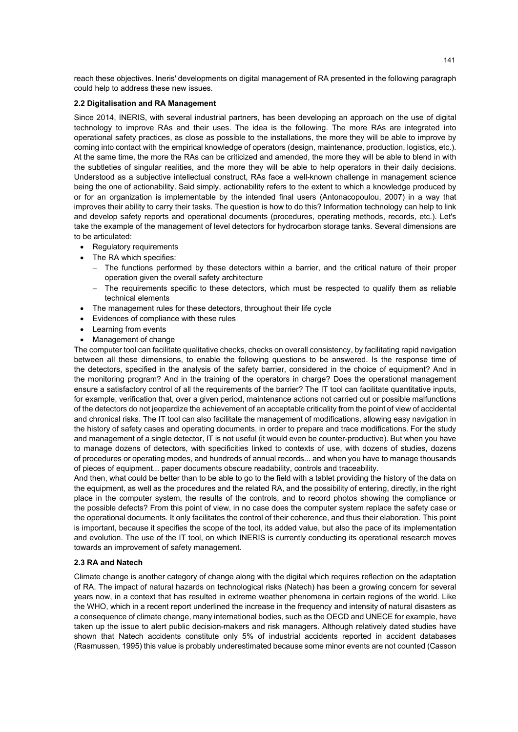reach these objectives. Ineris' developments on digital management of RA presented in the following paragraph could help to address these new issues.

### 2.2 Digitalisation and RA Management

Since 2014, INERIS, with several industrial partners, has been developing an approach on the use of digital technology to improve RAs and their uses. The idea is the following. The more RAs are integrated into operational safety practices, as close as possible to the installations, the more they will be able to improve by coming into contact with the empirical knowledge of operators (design, maintenance, production, logistics, etc.). At the same time, the more the RAs can be criticized and amended, the more they will be able to blend in with the subtleties of singular realities, and the more they will be able to help operators in their daily decisions. Understood as a subjective intellectual construct, RAs face a well-known challenge in management science being the one of actionability. Said simply, actionability refers to the extent to which a knowledge produced by or for an organization is implementable by the intended final users (Antonacopoulou, 2007) in a way that improves their ability to carry their tasks. The question is how to do this? Information technology can help to link and develop safety reports and operational documents (procedures, operating methods, records, etc.). Let's take the example of the management of level detectors for hydrocarbon storage tanks. Several dimensions are to be articulated:

- Regulatory requirements
- The RA which specifies:
  - The functions performed by these detectors within a barrier, and the critical nature of their proper operation given the overall safety architecture
  - The requirements specific to these detectors, which must be respected to qualify them as reliable technical elements
- The management rules for these detectors, throughout their life cycle
- Evidences of compliance with these rules
- Learning from events
- Management of change

The computer tool can facilitate qualitative checks, checks on overall consistency, by facilitating rapid navigation between all these dimensions, to enable the following questions to be answered. Is the response time of the detectors, specified in the analysis of the safety barrier, considered in the choice of equipment? And in the monitoring program? And in the training of the operators in charge? Does the operational management ensure a satisfactory control of all the requirements of the barrier? The IT tool can facilitate quantitative inputs, for example, verification that, over a given period, maintenance actions not carried out or possible malfunctions of the detectors do not jeopardize the achievement of an acceptable criticality from the point of view of accidental and chronical risks. The IT tool can also facilitate the management of modifications, allowing easy navigation in the history of safety cases and operating documents, in order to prepare and trace modifications. For the study and management of a single detector, IT is not useful (it would even be counter-productive). But when you have to manage dozens of detectors, with specificities linked to contexts of use, with dozens of studies, dozens of procedures or operating modes, and hundreds of annual records... and when you have to manage thousands of pieces of equipment... paper documents obscure readability, controls and traceability.

And then, what could be better than to be able to go to the field with a tablet providing the history of the data on the equipment, as well as the procedures and the related RA, and the possibility of entering, directly, in the right place in the computer system, the results of the controls, and to record photos showing the compliance or the possible defects? From this point of view, in no case does the computer system replace the safety case or the operational documents. It only facilitates the control of their coherence, and thus their elaboration. This point is important, because it specifies the scope of the tool, its added value, but also the pace of its implementation and evolution. The use of the IT tool, on which INERIS is currently conducting its operational research moves towards an improvement of safety management.

### 2.3 RA and Natech

Climate change is another category of change along with the digital which requires reflection on the adaptation of RA. The impact of natural hazards on technological risks (Natech) has been a growing concern for several years now, in a context that has resulted in extreme weather phenomena in certain regions of the world. Like the WHO, which in a recent report underlined the increase in the frequency and intensity of natural disasters as a consequence of climate change, many international bodies, such as the OECD and UNECE for example, have taken up the issue to alert public decision-makers and risk managers. Although relatively dated studies have shown that Natech accidents constitute only 5% of industrial accidents reported in accident databases (Rasmussen, 1995) this value is probably underestimated because some minor events are not counted (Casson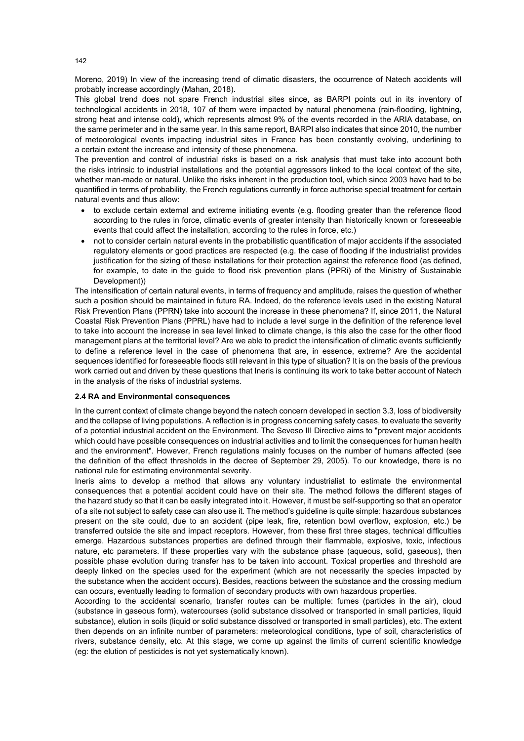Moreno, 2019) In view of the increasing trend of climatic disasters, the occurrence of Natech accidents will probably increase accordingly (Mahan, 2018).

This global trend does not spare French industrial sites since, as BARPI points out in its inventory of technological accidents in 2018, 107 of them were impacted by natural phenomena (rain-flooding, lightning, strong heat and intense cold), which represents almost 9% of the events recorded in the ARIA database, on the same perimeter and in the same year. In this same report, BARPI also indicates that since 2010, the number of meteorological events impacting industrial sites in France has been constantly evolving, underlining to a certain extent the increase and intensity of these phenomena.

The prevention and control of industrial risks is based on a risk analysis that must take into account both the risks intrinsic to industrial installations and the potential aggressors linked to the local context of the site, whether man-made or natural. Unlike the risks inherent in the production tool, which since 2003 have had to be quantified in terms of probability, the French regulations currently in force authorise special treatment for certain natural events and thus allow:

- to exclude certain external and extreme initiating events (e.g. flooding greater than the reference flood according to the rules in force, climatic events of greater intensity than historically known or foreseeable events that could affect the installation, according to the rules in force, etc.)
- not to consider certain natural events in the probabilistic quantification of major accidents if the associated regulatory elements or good practices are respected (e.g. the case of flooding if the industrialist provides justification for the sizing of these installations for their protection against the reference flood (as defined, for example, to date in the guide to flood risk prevention plans (PPRi) of the Ministry of Sustainable Development))

The intensification of certain natural events, in terms of frequency and amplitude, raises the question of whether such a position should be maintained in future RA. Indeed, do the reference levels used in the existing Natural Risk Prevention Plans (PPRN) take into account the increase in these phenomena? If, since 2011, the Natural Coastal Risk Prevention Plans (PPRL) have had to include a level surge in the definition of the reference level to take into account the increase in sea level linked to climate change, is this also the case for the other flood management plans at the territorial level? Are we able to predict the intensification of climatic events sufficiently to define a reference level in the case of phenomena that are, in essence, extreme? Are the accidental sequences identified for foreseeable floods still relevant in this type of situation? It is on the basis of the previous work carried out and driven by these questions that Ineris is continuing its work to take better account of Natech in the analysis of the risks of industrial systems.

### 2.4 RA and Environmental consequences

In the current context of climate change beyond the natech concern developed in section 3.3, loss of biodiversity and the collapse of living populations. A reflection is in progress concerning safety cases, to evaluate the severity of a potential industrial accident on the Environment. The Seveso III Directive aims to "prevent major accidents which could have possible consequences on industrial activities and to limit the consequences for human health and the environment". However, French regulations mainly focuses on the number of humans affected (see the definition of the effect thresholds in the decree of September 29, 2005). To our knowledge, there is no national rule for estimating environmental severity.

Ineris aims to develop a method that allows any voluntary industrialist to estimate the environmental consequences that a potential accident could have on their site. The method follows the different stages of the hazard study so that it can be easily integrated into it. However, it must be self-supporting so that an operator of a site not subject to safety case can also use it. The method's guideline is quite simple: hazardous substances present on the site could, due to an accident (pipe leak, fire, retention bowl overflow, explosion, etc.) be transferred outside the site and impact receptors. However, from these first three stages, technical difficulties emerge. Hazardous substances properties are defined through their flammable, explosive, toxic, infectious nature, etc parameters. If these properties vary with the substance phase (aqueous, solid, gaseous), then possible phase evolution during transfer has to be taken into account. Toxical properties and threshold are deeply linked on the species used for the experiment (which are not necessarily the species impacted by the substance when the accident occurs). Besides, reactions between the substance and the crossing medium can occurs, eventually leading to formation of secondary products with own hazardous properties.

According to the accidental scenario, transfer routes can be multiple: fumes (particles in the air), cloud (substance in gaseous form), watercourses (solid substance dissolved or transported in small particles, liquid substance), elution in soils (liquid or solid substance dissolved or transported in small particles), etc. The extent then depends on an infinite number of parameters: meteorological conditions, type of soil, characteristics of rivers, substance density, etc. At this stage, we come up against the limits of current scientific knowledge (eg: the elution of pesticides is not yet systematically known).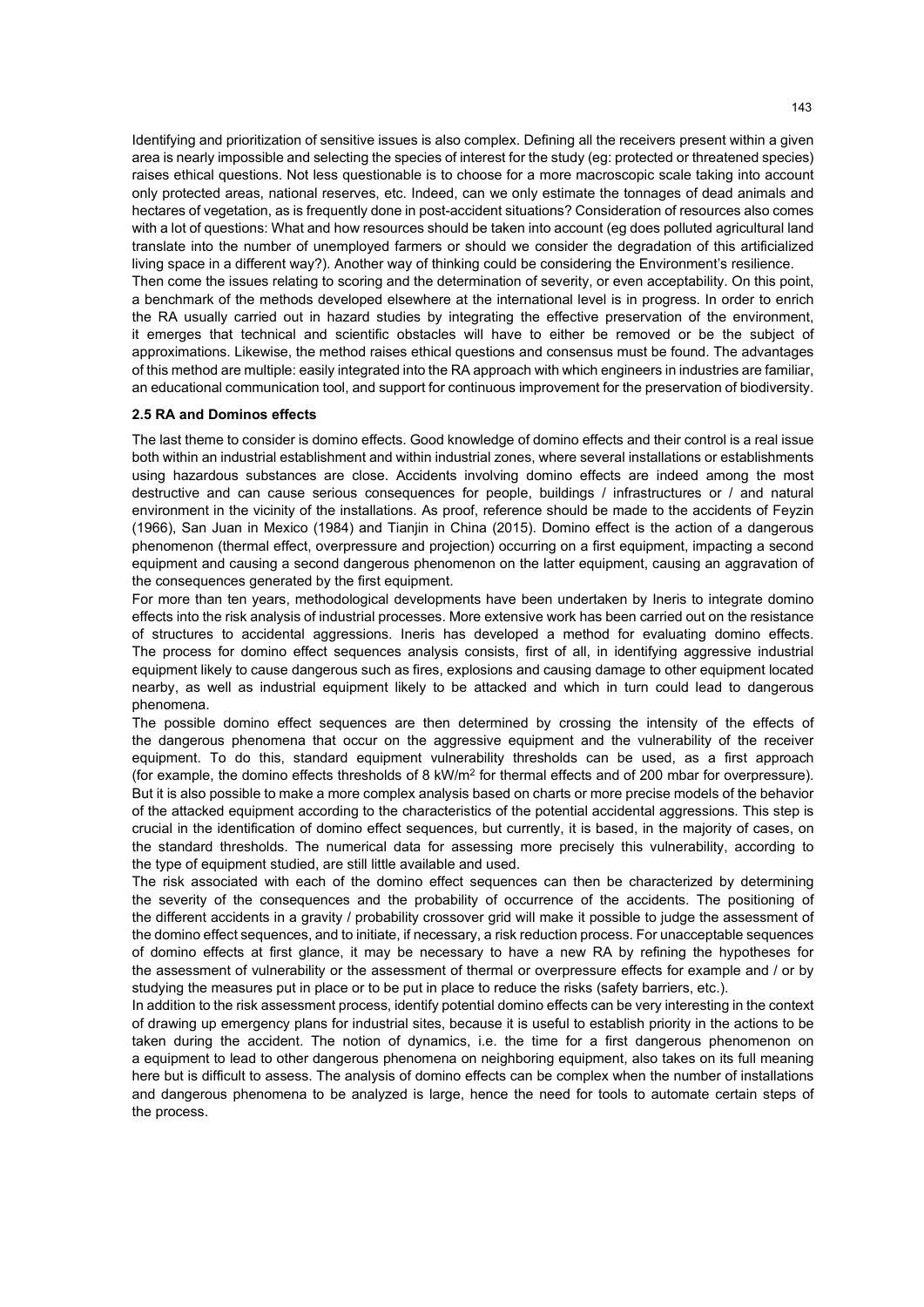Identifying and prioritization of sensitive issues is also complex. Defining all the receivers present within a given area is nearly impossible and selecting the species of interest for the study (eg: protected or threatened species) raises ethical questions. Not less questionable is to choose for a more macroscopic scale taking into account only protected areas, national reserves, etc. Indeed, can we only estimate the tonnages of dead animals and hectares of vegetation, as is frequently done in post-accident situations? Consideration of resources also comes with a lot of questions: What and how resources should be taken into account (eg does polluted agricultural land translate into the number of unemployed farmers or should we consider the degradation of this artificialized living space in a different way?). Another way of thinking could be considering the Environment's resilience.
Then come the issues relating to scoring and the determination of severity, or even acceptability. On this point, a benchmark of the methods developed elsewhere at the international level is in progress. In order to enrich the RA usually carried out in hazard studies by integrating the effective preservation of the environment, it emerges that technical and scientific obstacles will have to either be removed or be the subject of approximations. Likewise, the method raises ethical questions and consensus must be found. The advantages of this method are multiple: easily integrated into the RA approach with which engineers in industries are familiar, an educational communication tool, and support for continuous improvement for the preservation of biodiversity.

### 2.5 RA and Dominos effects

The last theme to consider is domino effects. Good knowledge of domino effects and their control is a real issue both within an industrial establishment and within industrial zones, where several installations or establishments using hazardous substances are close. Accidents involving domino effects are indeed among the most destructive and can cause serious consequences for people, buildings / infrastructures or / and natural environment in the vicinity of the installations. As proof, reference should be made to the accidents of Feyzin (1966), San Juan in Mexico (1984) and Tianjin in China (2015). Domino effect is the action of a dangerous phenomenon (thermal effect, overpressure and projection) occurring on a first equipment, impacting a second equipment and causing a second dangerous phenomenon on the latter equipment, causing an aggravation of the consequences generated by the first equipment.
For more than ten years, methodological developments have been undertaken by Ineris to integrate domino effects into the risk analysis of industrial processes. More extensive work has been carried out on the resistance of structures to accidental aggressions. Ineris has developed a method for evaluating domino effects. The process for domino effect sequences analysis consists, first of all, in identifying aggressive industrial equipment likely to cause dangerous such as fires, explosions and causing damage to other equipment located nearby, as well as industrial equipment likely to be attacked and which in turn could lead to dangerous phenomena.
The possible domino effect sequences are then determined by crossing the intensity of the effects of the dangerous phenomena that occur on the aggressive equipment and the vulnerability of the receiver equipment. To do this, standard equipment vulnerability thresholds can be used, as a first approach (for example, the domino effects thresholds of 8 kW/m$^2$ for thermal effects and of 200 mbar for overpressure). But it is also possible to make a more complex analysis based on charts or more precise models of the behavior of the attacked equipment according to the characteristics of the potential accidental aggressions. This step is crucial in the identification of domino effect sequences, but currently, it is based, in the majority of cases, on the standard thresholds. The numerical data for assessing more precisely this vulnerability, according to the type of equipment studied, are still little available and used.
The risk associated with each of the domino effect sequences can then be characterized by determining the severity of the consequences and the probability of occurrence of the accidents. The positioning of the different accidents in a gravity / probability crossover grid will make it possible to judge the assessment of the domino effect sequences, and to initiate, if necessary, a risk reduction process. For unacceptable sequences of domino effects at first glance, it may be necessary to have a new RA by refining the hypotheses for the assessment of vulnerability or the assessment of thermal or overpressure effects for example and / or by studying the measures put in place or to be put in place to reduce the risks (safety barriers, etc.).
In addition to the risk assessment process, identify potential domino effects can be very interesting in the context of drawing up emergency plans for industrial sites, because it is useful to establish priority in the actions to be taken during the accident. The notion of dynamics, i.e. the time for a first dangerous phenomenon on a equipment to lead to other dangerous phenomena on neighboring equipment, also takes on its full meaning here but is difficult to assess. The analysis of domino effects can be complex when the number of installations and dangerous phenomena to be analyzed is large, hence the need for tools to automate certain steps of the process.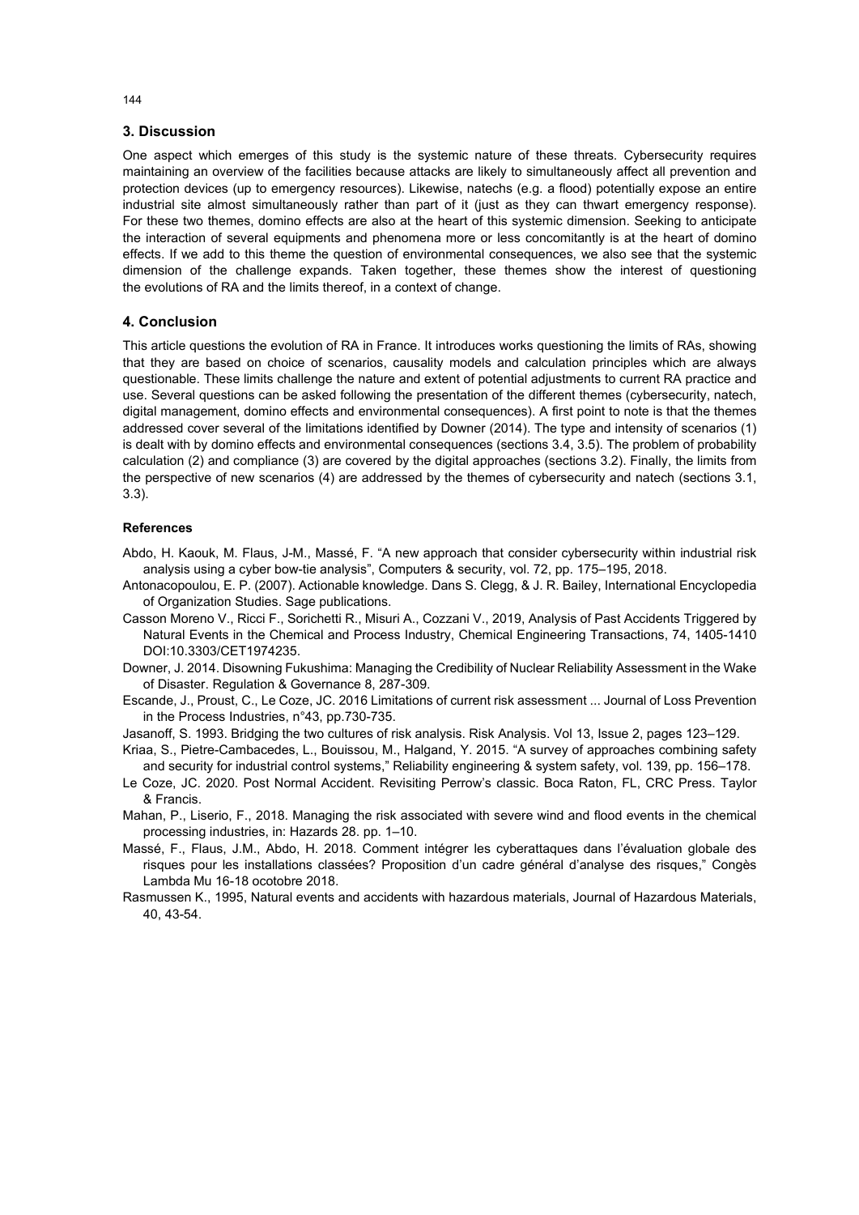## 3. Discussion

One aspect which emerges of this study is the systemic nature of these threats. Cybersecurity requires maintaining an overview of the facilities because attacks are likely to simultaneously affect all prevention and protection devices (up to emergency resources). Likewise, natechs (e.g. a flood) potentially expose an entire industrial site almost simultaneously rather than part of it (just as they can thwart emergency response). For these two themes, domino effects are also at the heart of this systemic dimension. Seeking to anticipate the interaction of several equipments and phenomena more or less concomitantly is at the heart of domino effects. If we add to this theme the question of environmental consequences, we also see that the systemic dimension of the challenge expands. Taken together, these themes show the interest of questioning the evolutions of RA and the limits thereof, in a context of change.

## 4. Conclusion

This article questions the evolution of RA in France. It introduces works questioning the limits of RAs, showing that they are based on choice of scenarios, causality models and calculation principles which are always questionable. These limits challenge the nature and extent of potential adjustments to current RA practice and use. Several questions can be asked following the presentation of the different themes (cybersecurity, natech, digital management, domino effects and environmental consequences). A first point to note is that the themes addressed cover several of the limitations identified by Downer (2014). The type and intensity of scenarios (1) is dealt with by domino effects and environmental consequences (sections 3.4, 3.5). The problem of probability calculation (2) and compliance (3) are covered by the digital approaches (sections 3.2). Finally, the limits from the perspective of new scenarios (4) are addressed by the themes of cybersecurity and natech (sections 3.1, 3.3).

### References

Abdo, H. Kaouk, M. Flaus, J-M., Massé, F. "A new approach that consider cybersecurity within industrial risk analysis using a cyber bow-tie analysis", Computers & security, vol. 72, pp. 175–195, 2018.

Antonacopoulou, E. P. (2007). Actionable knowledge. Dans S. Clegg, & J. R. Bailey, International Encyclopedia of Organization Studies. Sage publications.

Casson Moreno V., Ricci F., Sorichetti R., Misuri A., Cozzani V., 2019, Analysis of Past Accidents Triggered by Natural Events in the Chemical and Process Industry, Chemical Engineering Transactions, 74, 1405-1410 DOI:10.3303/CET1974235.

Downer, J. 2014. Disowning Fukushima: Managing the Credibility of Nuclear Reliability Assessment in the Wake of Disaster. Regulation & Governance 8, 287-309.

Escande, J., Proust, C., Le Coze, JC. 2016 Limitations of current risk assessment ... Journal of Loss Prevention in the Process Industries, n°43, pp.730-735.

Jasanoff, S. 1993. Bridging the two cultures of risk analysis. Risk Analysis. Vol 13, Issue 2, pages 123–129.

Kriaa, S., Pietre-Cambacedes, L., Bouissou, M., Halgand, Y. 2015. "A survey of approaches combining safety and security for industrial control systems," Reliability engineering & system safety, vol. 139, pp. 156–178.

Le Coze, JC. 2020. Post Normal Accident. Revisiting Perrow's classic. Boca Raton, FL, CRC Press. Taylor & Francis.

Mahan, P., Liserio, F., 2018. Managing the risk associated with severe wind and flood events in the chemical processing industries, in: Hazards 28. pp. 1–10.

Massé, F., Flaus, J.M., Abdo, H. 2018. Comment intégrer les cyberattaques dans l'évaluation globale des risques pour les installations classées? Proposition d'un cadre général d'analyse des risques," Congès Lambda Mu 16-18 ocotobre 2018.

Rasmussen K., 1995, Natural events and accidents with hazardous materials, Journal of Hazardous Materials, 40, 43-54.